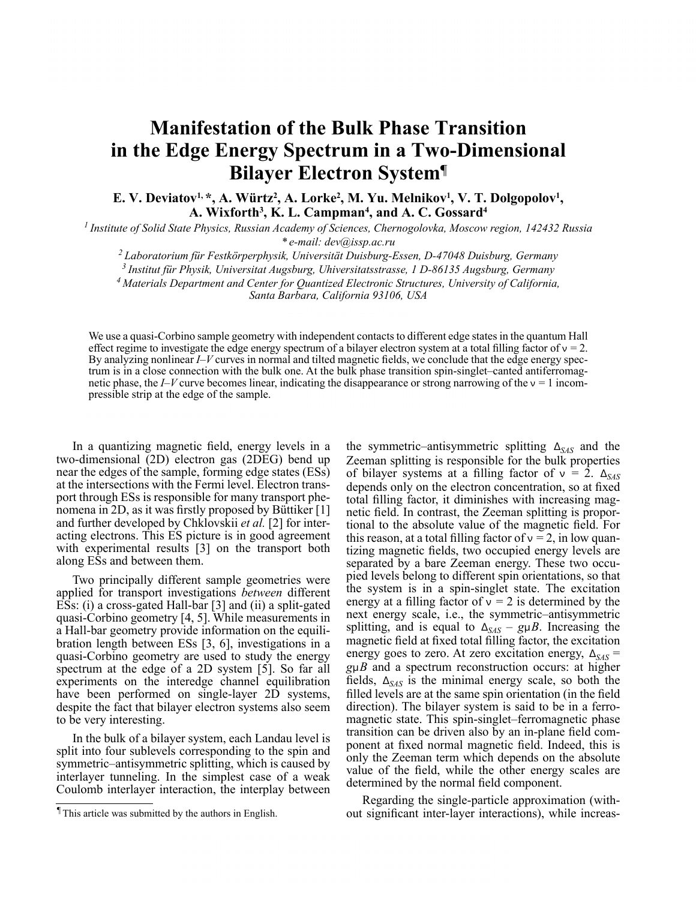# Manifestation of the Bulk Phase Transition in the Edge Energy Spectrum in a Two-Dimensional Bilayer Electron System¶

**E. V. Deviatov[1,*], A. Würtz[2], A. Lorke[2], M. Yu. Melnikov[1], V. T. Dolgopolov[1], A. Wixforth[3], K. L. Campman[4], and A. C. Gossard[4]**

[1] *Institute of Solid State Physics, Russian Academy of Sciences, Chernogolovka, Moscow region, 142432 Russia*
*\* e-mail: dev@issp.ac.ru*

[2] *Laboratorium für Festkörperphysik, Universität Duisburg-Essen, D-47048 Duisburg, Germany*

[3] *Institut für Physik, Universitat Augsburg, Uhiversitatsstrasse, 1 D-86135 Augsburg, Germany*

[4] *Materials Department and Center for Quantized Electronic Structures, University of California, Santa Barbara, California 93106, USA*

We use a quasi-Corbino sample geometry with independent contacts to different edge states in the quantum Hall effect regime to investigate the edge energy spectrum of a bilayer electron system at a total filling factor of $\nu = 2$. By analyzing nonlinear *I–V* curves in normal and tilted magnetic fields, we conclude that the edge energy spectrum is in a close connection with the bulk one. At the bulk phase transition spin-singlet–canted antiferromagnetic phase, the *I–V* curve becomes linear, indicating the disappearance or strong narrowing of the $\nu = 1$ incompressible strip at the edge of the sample.

In a quantizing magnetic field, energy levels in a two-dimensional (2D) electron gas (2DEG) bend up near the edges of the sample, forming edge states (ESs) at the intersections with the Fermi level. Electron transport through ESs is responsible for many transport phenomena in 2D, as it was firstly proposed by Büttiker [1] and further developed by Chklovskii *et al.* [2] for interacting electrons. This ES picture is in good agreement with experimental results [3] on the transport both along ESs and between them.

Two principally different sample geometries were applied for transport investigations *between* different ESs: (i) a cross-gated Hall-bar [3] and (ii) a split-gated quasi-Corbino geometry [4, 5]. While measurements in a Hall-bar geometry provide information on the equilibration length between ESs [3, 6], investigations in a quasi-Corbino geometry are used to study the energy spectrum at the edge of a 2D system [5]. So far all experiments on the interedge channel equilibration have been performed on single-layer 2D systems, despite the fact that bilayer electron systems also seem to be very interesting.

In the bulk of a bilayer system, each Landau level is split into four sublevels corresponding to the spin and symmetric–antisymmetric splitting, which is caused by interlayer tunneling. In the simplest case of a weak Coulomb interlayer interaction, the interplay between the symmetric–antisymmetric splitting $\Delta_{SAS}$ and the Zeeman splitting is responsible for the bulk properties of bilayer systems at a filling factor of $\nu = 2$. $\Delta_{SAS}$ depends only on the electron concentration, so at fixed total filling factor, it diminishes with increasing magnetic field. In contrast, the Zeeman splitting is proportional to the absolute value of the magnetic field. For this reason, at a total filling factor of $\nu = 2$, in low quantizing magnetic fields, two occupied energy levels are separated by a bare Zeeman energy. These two occupied levels belong to different spin orientations, so that the system is in a spin-singlet state. The excitation energy at a filling factor of $\nu = 2$ is determined by the next energy scale, i.e., the symmetric–antisymmetric splitting, and is equal to $\Delta_{SAS} - g\mu B$. Increasing the magnetic field at fixed total filling factor, the excitation energy goes to zero. At zero excitation energy, $\Delta_{SAS} = g\mu B$ and a spectrum reconstruction occurs: at higher fields, $\Delta_{SAS}$ is the minimal energy scale, so both the filled levels are at the same spin orientation (in the field direction). The bilayer system is said to be in a ferromagnetic state. This spin-singlet–ferromagnetic phase transition can be driven also by an in-plane field component at fixed normal magnetic field. Indeed, this is only the Zeeman term which depends on the absolute value of the field, while the other energy scales are determined by the normal field component.

Regarding the single-particle approximation (without significant inter-layer interactions), while increas-

¶ This article was submitted by the authors in English.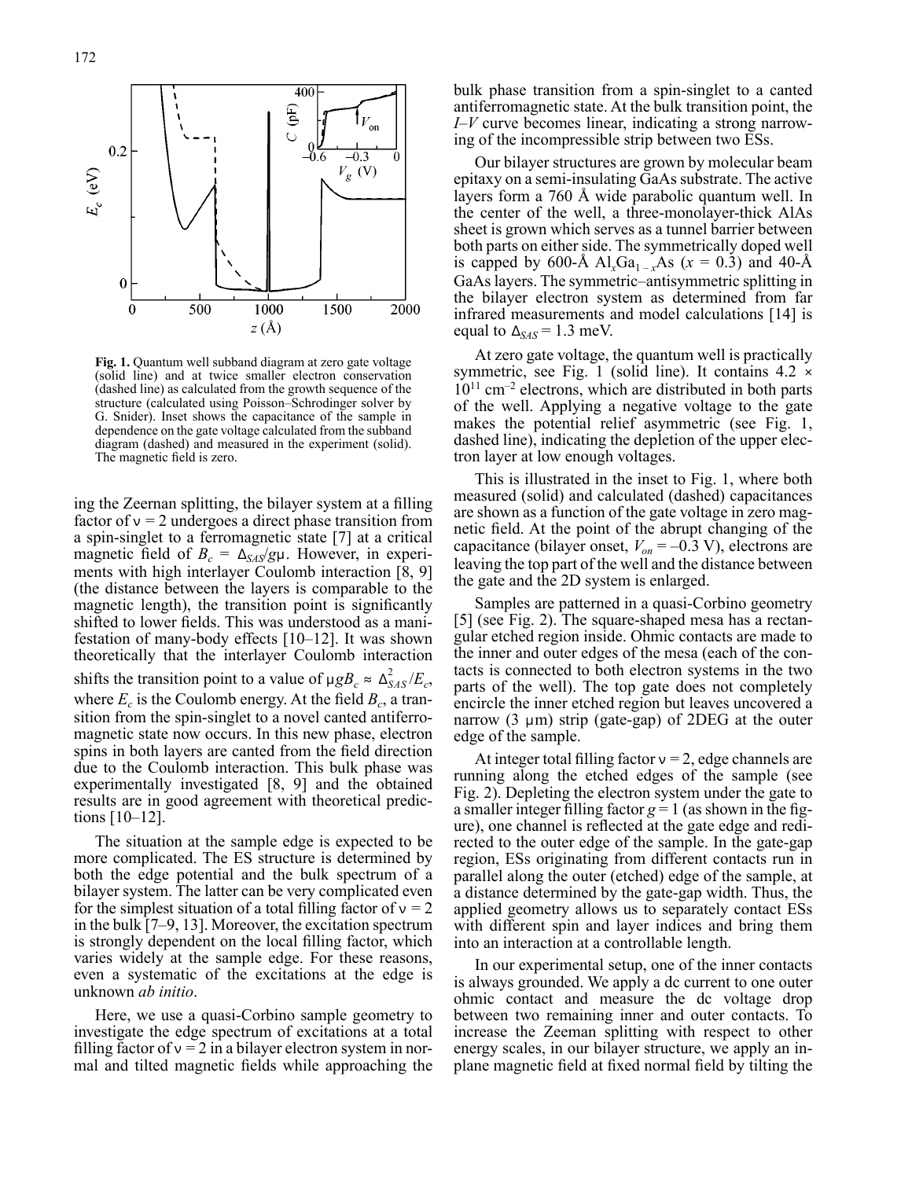Ec (eV)

0.2

0

0 500 1000 1500 2000

z (Å)

400

C (pF)

0

–0.6 –0.3 0

$V_g$ (V)

$V_{on}$

**Fig. 1.** Quantum well subband diagram at zero gate voltage (solid line) and at twice smaller electron conservation (dashed line) as calculated from the growth sequence of the structure (calculated using Poisson–Schrodinger solver by G. Snider). Inset shows the capacitance of the sample in dependence on the gate voltage calculated from the subband diagram (dashed) and measured in the experiment (solid). The magnetic field is zero.

ing the Zeernan splitting, the bilayer system at a filling factor of $\nu = 2$ undergoes a direct phase transition from a spin-singlet to a ferromagnetic state [7] at a critical magnetic field of $B_c = \Delta_{SAS}/g\mu$. However, in experiments with high interlayer Coulomb interaction [8, 9] (the distance between the layers is comparable to the magnetic length), the transition point is significantly shifted to lower fields. This was understood as a manifestation of many-body effects [10–12]. It was shown theoretically that the interlayer Coulomb interaction shifts the transition point to a value of $\mu g B_c \approx \Delta_{SAS}^2/E_c$, where $E_c$ is the Coulomb energy. At the field $B_c$, a transition from the spin-singlet to a novel canted antiferromagnetic state now occurs. In this new phase, electron spins in both layers are canted from the field direction due to the Coulomb interaction. This bulk phase was experimentally investigated [8, 9] and the obtained results are in good agreement with theoretical predictions [10–12].

The situation at the sample edge is expected to be more complicated. The ES structure is determined by both the edge potential and the bulk spectrum of a bilayer system. The latter can be very complicated even for the simplest situation of a total filling factor of $\nu = 2$ in the bulk [7–9, 13]. Moreover, the excitation spectrum is strongly dependent on the local filling factor, which varies widely at the sample edge. For these reasons, even a systematic of the excitations at the edge is unknown *ab initio*.

Here, we use a quasi-Corbino sample geometry to investigate the edge spectrum of excitations at a total filling factor of $\nu = 2$ in a bilayer electron system in normal and tilted magnetic fields while approaching the bulk phase transition from a spin-singlet to a canted antiferromagnetic state. At the bulk transition point, the $I$–$V$ curve becomes linear, indicating a strong narrowing of the incompressible strip between two ESs.

Our bilayer structures are grown by molecular beam epitaxy on a semi-insulating GaAs substrate. The active layers form a 760 Å wide parabolic quantum well. In the center of the well, a three-monolayer-thick AlAs sheet is grown which serves as a tunnel barrier between both parts on either side. The symmetrically doped well is capped by 600-Å $Al_xGa_{1-x}As$ ($x = 0.3$) and 40-Å GaAs layers. The symmetric–antisymmetric splitting in the bilayer electron system as determined from far infrared measurements and model calculations [14] is equal to $\Delta_{SAS} = 1.3$ meV.

At zero gate voltage, the quantum well is practically symmetric, see Fig. 1 (solid line). It contains $4.2 \times 10^{11}$ cm$^{-2}$ electrons, which are distributed in both parts of the well. Applying a negative voltage to the gate makes the potential relief asymmetric (see Fig. 1, dashed line), indicating the depletion of the upper electron layer at low enough voltages.

This is illustrated in the inset to Fig. 1, where both measured (solid) and calculated (dashed) capacitances are shown as a function of the gate voltage in zero magnetic field. At the point of the abrupt changing of the capacitance (bilayer onset, $V_{on} = -0.3$ V), electrons are leaving the top part of the well and the distance between the gate and the 2D system is enlarged.

Samples are patterned in a quasi-Corbino geometry [5] (see Fig. 2). The square-shaped mesa has a rectangular etched region inside. Ohmic contacts are made to the inner and outer edges of the mesa (each of the contacts is connected to both electron systems in the two parts of the well). The top gate does not completely encircle the inner etched region but leaves uncovered a narrow (3 μm) strip (gate-gap) of 2DEG at the outer edge of the sample.

At integer total filling factor $\nu = 2$, edge channels are running along the etched edges of the sample (see Fig. 2). Depleting the electron system under the gate to a smaller integer filling factor $g = 1$ (as shown in the figure), one channel is reflected at the gate edge and redirected to the outer edge of the sample. In the gate-gap region, ESs originating from different contacts run in parallel along the outer (etched) edge of the sample, at a distance determined by the gate-gap width. Thus, the applied geometry allows us to separately contact ESs with different spin and layer indices and bring them into an interaction at a controllable length.

In our experimental setup, one of the inner contacts is always grounded. We apply a dc current to one outer ohmic contact and measure the dc voltage drop between two remaining inner and outer contacts. To increase the Zeeman splitting with respect to other energy scales, in our bilayer structure, we apply an in-plane magnetic field at fixed normal field by tilting the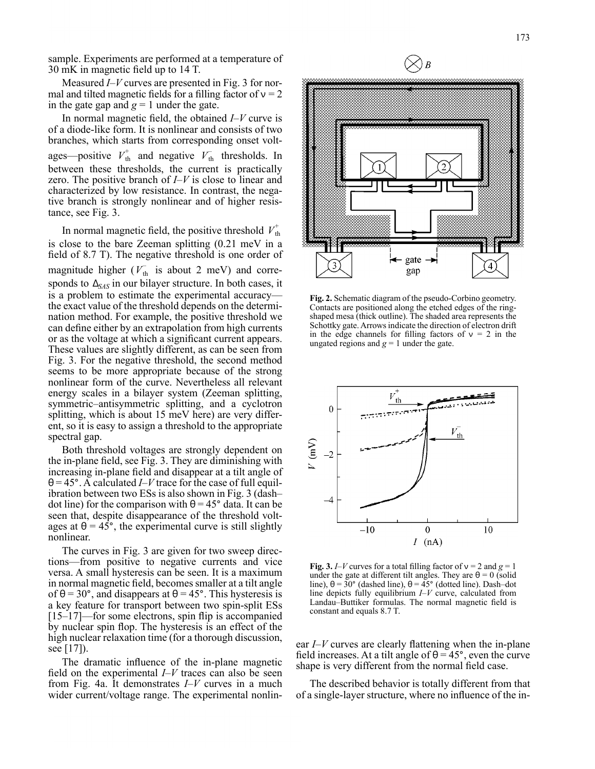sample. Experiments are performed at a temperature of 30 mK in magnetic field up to 14 T.

Measured *I*–*V* curves are presented in Fig. 3 for normal and tilted magnetic fields for a filling factor of $\nu = 2$ in the gate gap and $g = 1$ under the gate.

In normal magnetic field, the obtained *I*–*V* curve is of a diode-like form. It is nonlinear and consists of two branches, which starts from corresponding onset voltages—positive $V_{th}^{+}$ and negative $V_{th}^{-}$ thresholds. In between these thresholds, the current is practically zero. The positive branch of *I*–*V* is close to linear and characterized by low resistance. In contrast, the negative branch is strongly nonlinear and of higher resistance, see Fig. 3.

In normal magnetic field, the positive threshold $V_{th}^{+}$ is close to the bare Zeeman splitting (0.21 meV in a field of 8.7 T). The negative threshold is one order of magnitude higher ($V_{th}^{-}$ is about 2 meV) and corresponds to $\Delta_{SAS}$ in our bilayer structure. In both cases, it is a problem to estimate the experimental accuracy—the exact value of the threshold depends on the determination method. For example, the positive threshold we can define either by an extrapolation from high currents or as the voltage at which a significant current appears. These values are slightly different, as can be seen from Fig. 3. For the negative threshold, the second method seems to be more appropriate because of the strong nonlinear form of the curve. Nevertheless all relevant energy scales in a bilayer system (Zeeman splitting, symmetric–antisymmetric splitting, and a cyclotron splitting, which is about 15 meV here) are very different, so it is easy to assign a threshold to the appropriate spectral gap.

Both threshold voltages are strongly dependent on the in-plane field, see Fig. 3. They are diminishing with increasing in-plane field and disappear at a tilt angle of $\theta = 45°$. A calculated *I*–*V* trace for the case of full equilibration between two ESs is also shown in Fig. 3 (dash–dot line) for the comparison with $\theta = 45°$ data. It can be seen that, despite disappearance of the threshold voltages at $\theta = 45°$, the experimental curve is still slightly nonlinear.

The curves in Fig. 3 are given for two sweep directions—from positive to negative currents and vice versa. A small hysteresis can be seen. It is a maximum in normal magnetic field, becomes smaller at a tilt angle of $\theta = 30°$, and disappears at $\theta = 45°$. This hysteresis is a key feature for transport between two spin-split ESs [15–17]—for some electrons, spin flip is accompanied by nuclear spin flop. The hysteresis is an effect of the high nuclear relaxation time (for a thorough discussion, see [17]).

The dramatic influence of the in-plane magnetic field on the experimental *I*–*V* traces can also be seen from Fig. 4a. It demonstrates *I*–*V* curves in a much wider current/voltage range. The experimental nonlinear *I*–*V* curves are clearly flattening when the in-plane field increases. At a tilt angle of $\theta = 45°$, even the curve shape is very different from the normal field case.

B

1
2
3
4
gate gap

**Fig. 2.** Schematic diagram of the pseudo-Corbino geometry. Contacts are positioned along the etched edges of the ring-shaped mesa (thick outline). The shaded area represents the Schottky gate. Arrows indicate the direction of electron drift in the edge channels for filling factors of $\nu = 2$ in the ungated regions and $g = 1$ under the gate.

$V_{th}^{+}$
$V_{th}^{-}$
V (mV)
0
–2
–4
–10
0
10
I (nA)

**Fig. 3.** *I*–*V* curves for a total filling factor of $\nu = 2$ and $g = 1$ under the gate at different tilt angles. They are $\theta = 0$ (solid line), $\theta = 30°$ (dashed line), $\theta = 45°$ (dotted line). Dash–dot line depicts fully equilibrium *I*–*V* curve, calculated from Landau–Buttiker formulas. The normal magnetic field is constant and equals 8.7 T.

The described behavior is totally different from that of a single-layer structure, where no influence of the in-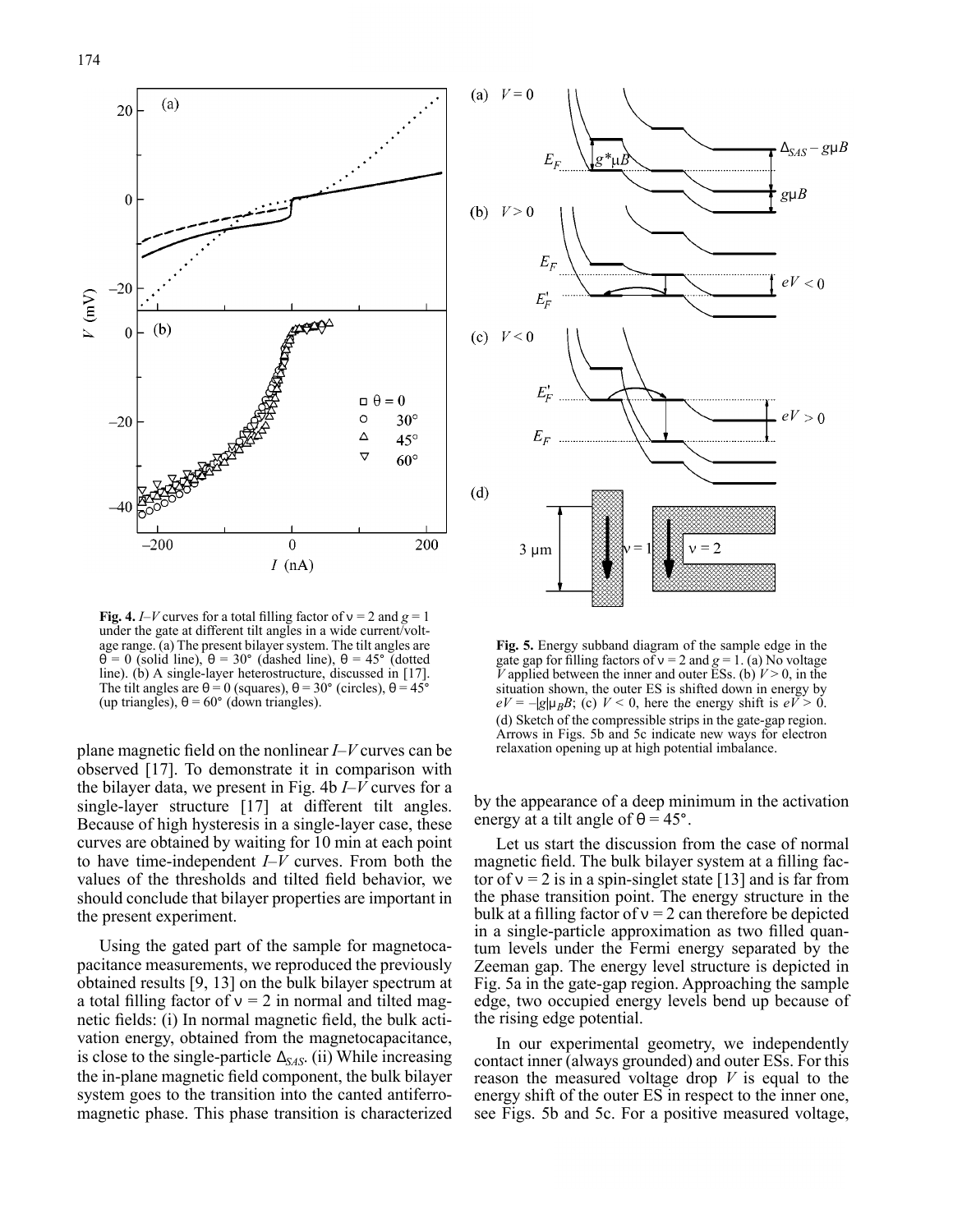(a)

20

0

−20

$V$ (mV)

(b)

0

−20

−40

−200

0

200

$I$ (nA)

□ θ = 0

○ 30°

△ 45°

▽ 60°

**Fig. 4.** $I$–$V$ curves for a total filling factor of ν = 2 and $g$ = 1 under the gate at different tilt angles in a wide current/voltage range. (a) The present bilayer system. The tilt angles are θ = 0 (solid line), θ = 30° (dashed line), θ = 45° (dotted line). (b) A single-layer heterostructure, discussed in [17]. The tilt angles are θ = 0 (squares), θ = 30° (circles), θ = 45° (up triangles), θ = 60° (down triangles).

(a) $V = 0$

$E_F$

$g^*\mu B$

$\Delta_{SAS} - g\mu B$

$g\mu B$

(b) $V > 0$

$E_F$

$E_F'$

$eV < 0$

(c) $V < 0$

$E_F'$

$E_F$

$eV > 0$

(d)

3 μm

ν = 1

ν = 2

**Fig. 5.** Energy subband diagram of the sample edge in the gate gap for filling factors of ν = 2 and $g$ = 1. (a) No voltage $V$ applied between the inner and outer ESs. (b) $V > 0$, in the situation shown, the outer ES is shifted down in energy by $eV = -|g|\mu_B B$; (c) $V < 0$, here the energy shift is $eV > 0$. (d) Sketch of the compressible strips in the gate-gap region. Arrows in Figs. 5b and 5c indicate new ways for electron relaxation opening up at high potential imbalance.

plane magnetic field on the nonlinear $I$–$V$ curves can be observed [17]. To demonstrate it in comparison with the bilayer data, we present in Fig. 4b $I$–$V$ curves for a single-layer structure [17] at different tilt angles. Because of high hysteresis in a single-layer case, these curves are obtained by waiting for 10 min at each point to have time-independent $I$–$V$ curves. From both the values of the thresholds and tilted field behavior, we should conclude that bilayer properties are important in the present experiment.

Using the gated part of the sample for magnetocapacitance measurements, we reproduced the previously obtained results [9, 13] on the bulk bilayer spectrum at a total filling factor of ν = 2 in normal and tilted magnetic fields: (i) In normal magnetic field, the bulk activation energy, obtained from the magnetocapacitance, is close to the single-particle $\Delta_{SAS}$. (ii) While increasing the in-plane magnetic field component, the bulk bilayer system goes to the transition into the canted antiferromagnetic phase. This phase transition is characterized by the appearance of a deep minimum in the activation energy at a tilt angle of θ = 45°.

Let us start the discussion from the case of normal magnetic field. The bulk bilayer system at a filling factor of ν = 2 is in a spin-singlet state [13] and is far from the phase transition point. The energy structure in the bulk at a filling factor of ν = 2 can therefore be depicted in a single-particle approximation as two filled quantum levels under the Fermi energy separated by the Zeeman gap. The energy level structure is depicted in Fig. 5a in the gate-gap region. Approaching the sample edge, two occupied energy levels bend up because of the rising edge potential.

In our experimental geometry, we independently contact inner (always grounded) and outer ESs. For this reason the measured voltage drop $V$ is equal to the energy shift of the outer ES in respect to the inner one, see Figs. 5b and 5c. For a positive measured voltage,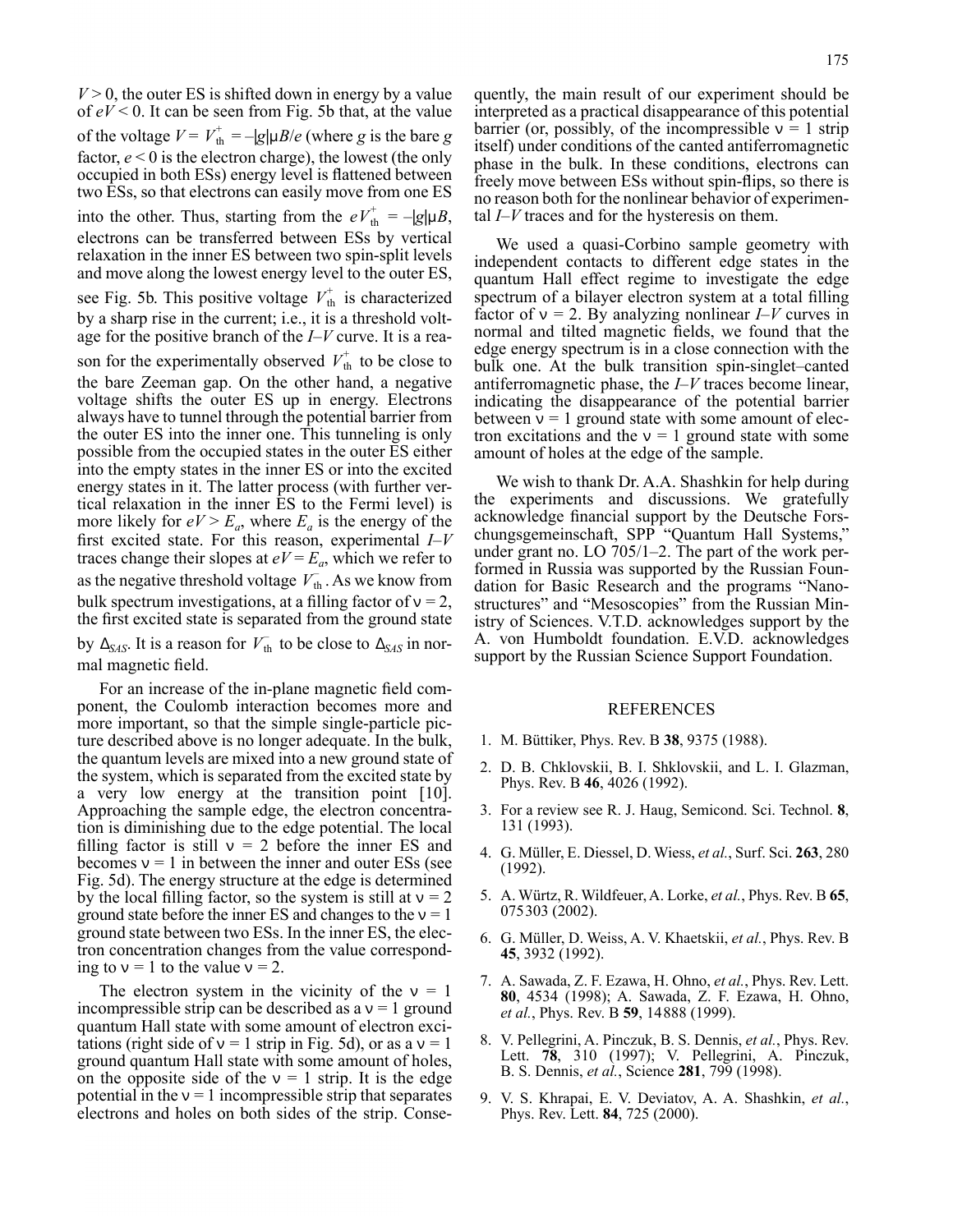$V > 0$, the outer ES is shifted down in energy by a value of $eV < 0$. It can be seen from Fig. 5b that, at the value of the voltage $V = V_{th}^{+} = -|g|\mu B/e$ (where $g$ is the bare $g$ factor, $e < 0$ is the electron charge), the lowest (the only occupied in both ESs) energy level is flattened between two ESs, so that electrons can easily move from one ES into the other. Thus, starting from the $eV_{th}^{+} = -|g|\mu B$, electrons can be transferred between ESs by vertical relaxation in the inner ES between two spin-split levels and move along the lowest energy level to the outer ES, see Fig. 5b. This positive voltage $V_{th}^{+}$ is characterized by a sharp rise in the current; i.e., it is a threshold voltage for the positive branch of the $I$–$V$ curve. It is a reason for the experimentally observed $V_{th}^{+}$ to be close to the bare Zeeman gap. On the other hand, a negative voltage shifts the outer ES up in energy. Electrons always have to tunnel through the potential barrier from the outer ES into the inner one. This tunneling is only possible from the occupied states in the outer ES either into the empty states in the inner ES or into the excited energy states in it. The latter process (with further vertical relaxation in the inner ES to the Fermi level) is more likely for $eV > E_a$, where $E_a$ is the energy of the first excited state. For this reason, experimental $I$–$V$ traces change their slopes at $eV = E_a$, which we refer to as the negative threshold voltage $V_{th}^{-}$. As we know from bulk spectrum investigations, at a filling factor of $\nu = 2$, the first excited state is separated from the ground state by $\Delta_{SAS}$. It is a reason for $V_{th}^{-}$ to be close to $\Delta_{SAS}$ in normal magnetic field.

For an increase of the in-plane magnetic field component, the Coulomb interaction becomes more and more important, so that the simple single-particle picture described above is no longer adequate. In the bulk, the quantum levels are mixed into a new ground state of the system, which is separated from the excited state by a very low energy at the transition point [10]. Approaching the sample edge, the electron concentration is diminishing due to the edge potential. The local filling factor is still $\nu = 2$ before the inner ES and becomes $\nu = 1$ in between the inner and outer ESs (see Fig. 5d). The energy structure at the edge is determined by the local filling factor, so the system is still at $\nu = 2$ ground state before the inner ES and changes to the $\nu = 1$ ground state between two ESs. In the inner ES, the electron concentration changes from the value corresponding to $\nu = 1$ to the value $\nu = 2$.

The electron system in the vicinity of the $\nu = 1$ incompressible strip can be described as a $\nu = 1$ ground quantum Hall state with some amount of electron excitations (right side of $\nu = 1$ strip in Fig. 5d), or as a $\nu = 1$ ground quantum Hall state with some amount of holes, on the opposite side of the $\nu = 1$ strip. It is the edge potential in the $\nu = 1$ incompressible strip that separates electrons and holes on both sides of the strip. Consequently, the main result of our experiment should be interpreted as a practical disappearance of this potential barrier (or, possibly, of the incompressible $\nu = 1$ strip itself) under conditions of the canted antiferromagnetic phase in the bulk. In these conditions, electrons can freely move between ESs without spin-flips, so there is no reason both for the nonlinear behavior of experimental $I$–$V$ traces and for the hysteresis on them.

We used a quasi-Corbino sample geometry with independent contacts to different edge states in the quantum Hall effect regime to investigate the edge spectrum of a bilayer electron system at a total filling factor of $\nu = 2$. By analyzing nonlinear $I$–$V$ curves in normal and tilted magnetic fields, we found that the edge energy spectrum is in a close connection with the bulk one. At the bulk transition spin-singlet–canted antiferromagnetic phase, the $I$–$V$ traces become linear, indicating the disappearance of the potential barrier between $\nu = 1$ ground state with some amount of electron excitations and the $\nu = 1$ ground state with some amount of holes at the edge of the sample.

We wish to thank Dr. A.A. Shashkin for help during the experiments and discussions. We gratefully acknowledge financial support by the Deutsche Forschungsgemeinschaft, SPP "Quantum Hall Systems," under grant no. LO 705/1–2. The part of the work performed in Russia was supported by the Russian Foundation for Basic Research and the programs "Nanostructures" and "Mesoscopies" from the Russian Ministry of Sciences. V.T.D. acknowledges support by the A. von Humboldt foundation. E.V.D. acknowledges support by the Russian Science Support Foundation.

## REFERENCES

1. M. Büttiker, Phys. Rev. B **38**, 9375 (1988).
2. D. B. Chklovskii, B. I. Shklovskii, and L. I. Glazman, Phys. Rev. B **46**, 4026 (1992).
3. For a review see R. J. Haug, Semicond. Sci. Technol. **8**, 131 (1993).
4. G. Müller, E. Diessel, D. Wiess, *et al.*, Surf. Sci. **263**, 280 (1992).
5. A. Würtz, R. Wildfeuer, A. Lorke, *et al.*, Phys. Rev. B **65**, 075303 (2002).
6. G. Müller, D. Weiss, A. V. Khaetskii, *et al.*, Phys. Rev. B **45**, 3932 (1992).
7. A. Sawada, Z. F. Ezawa, H. Ohno, *et al.*, Phys. Rev. Lett. **80**, 4534 (1998); A. Sawada, Z. F. Ezawa, H. Ohno, *et al.*, Phys. Rev. B **59**, 14888 (1999).
8. V. Pellegrini, A. Pinczuk, B. S. Dennis, *et al.*, Phys. Rev. Lett. **78**, 310 (1997); V. Pellegrini, A. Pinczuk, B. S. Dennis, *et al.*, Science **281**, 799 (1998).
9. V. S. Khrapai, E. V. Deviatov, A. A. Shashkin, *et al.*, Phys. Rev. Lett. **84**, 725 (2000).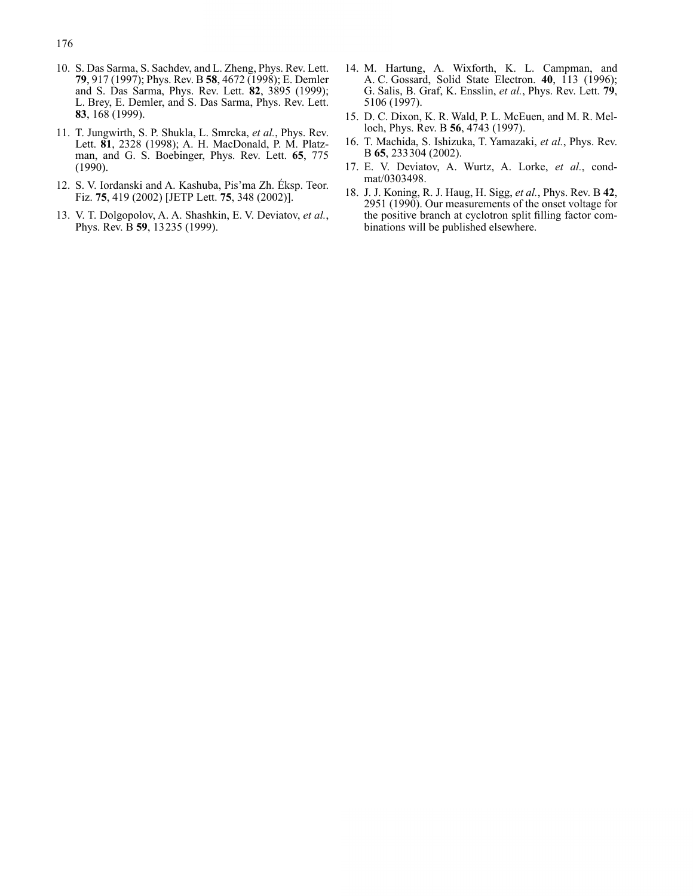10. S. Das Sarma, S. Sachdev, and L. Zheng, Phys. Rev. Lett. **79**, 917 (1997); Phys. Rev. B **58**, 4672 (1998); E. Demler and S. Das Sarma, Phys. Rev. Lett. **82**, 3895 (1999); L. Brey, E. Demler, and S. Das Sarma, Phys. Rev. Lett. **83**, 168 (1999).
11. T. Jungwirth, S. P. Shukla, L. Smrcka, *et al.*, Phys. Rev. Lett. **81**, 2328 (1998); A. H. MacDonald, P. M. Platzman, and G. S. Boebinger, Phys. Rev. Lett. **65**, 775 (1990).
12. S. V. Iordanski and A. Kashuba, Pis'ma Zh. Éksp. Teor. Fiz. **75**, 419 (2002) [JETP Lett. **75**, 348 (2002)].
13. V. T. Dolgopolov, A. A. Shashkin, E. V. Deviatov, *et al.*, Phys. Rev. B **59**, 13235 (1999).
14. M. Hartung, A. Wixforth, K. L. Campman, and A. C. Gossard, Solid State Electron. **40**, 113 (1996); G. Salis, B. Graf, K. Ensslin, *et al.*, Phys. Rev. Lett. **79**, 5106 (1997).
15. D. C. Dixon, K. R. Wald, P. L. McEuen, and M. R. Melloch, Phys. Rev. B **56**, 4743 (1997).
16. T. Machida, S. Ishizuka, T. Yamazaki, *et al.*, Phys. Rev. B **65**, 233304 (2002).
17. E. V. Deviatov, A. Wurtz, A. Lorke, *et al.*, cond-mat/0303498.
18. J. J. Koning, R. J. Haug, H. Sigg, *et al.*, Phys. Rev. B **42**, 2951 (1990). Our measurements of the onset voltage for the positive branch at cyclotron split filling factor combinations will be published elsewhere.